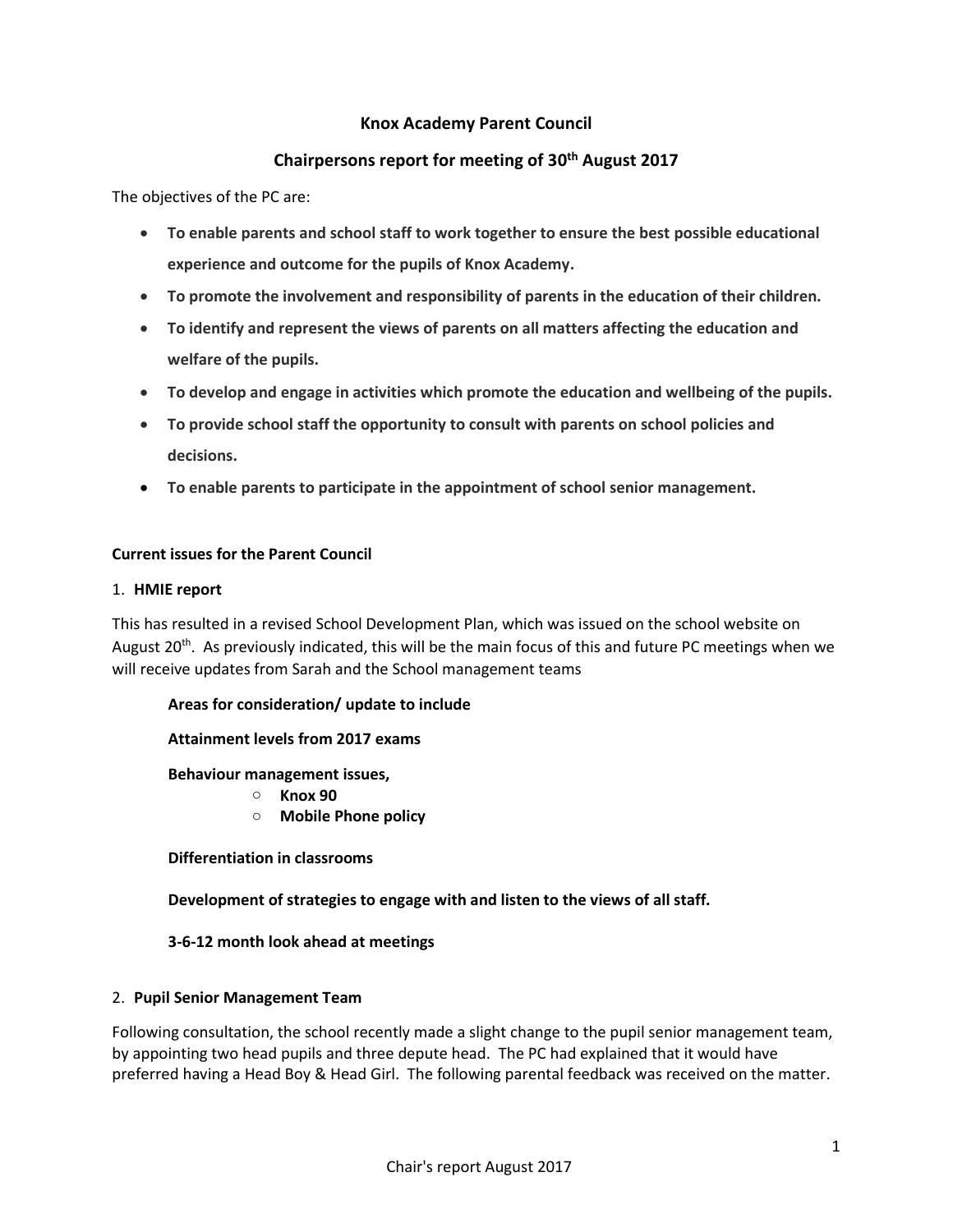# Knox Academy Parent Council

## Chairpersons report for meeting of 30th August 2017

The objectives of the PC are:

- **To enable parents and school staff to work together to ensure the best possible educational experience and outcome for the pupils of Knox Academy.**
- **To promote the involvement and responsibility of parents in the education of their children.**
- **To identify and represent the views of parents on all matters affecting the education and welfare of the pupils.**
- **To develop and engage in activities which promote the education and wellbeing of the pupils.**
- **To provide school staff the opportunity to consult with parents on school policies and decisions.**
- **To enable parents to participate in the appointment of school senior management.**

### Current issues for the Parent Council

1. **HMIE report**

This has resulted in a revised School Development Plan, which was issued on the school website on August 20th. As previously indicated, this will be the main focus of this and future PC meetings when we will receive updates from Sarah and the School management teams

**Areas for consideration/ update to include**

**Attainment levels from 2017 exams**

**Behaviour management issues,**

- **Knox 90**
- **Mobile Phone policy**

**Differentiation in classrooms**

**Development of strategies to engage with and listen to the views of all staff.**

**3-6-12 month look ahead at meetings**

2. **Pupil Senior Management Team**

Following consultation, the school recently made a slight change to the pupil senior management team, by appointing two head pupils and three depute head. The PC had explained that it would have preferred having a Head Boy & Head Girl. The following parental feedback was received on the matter.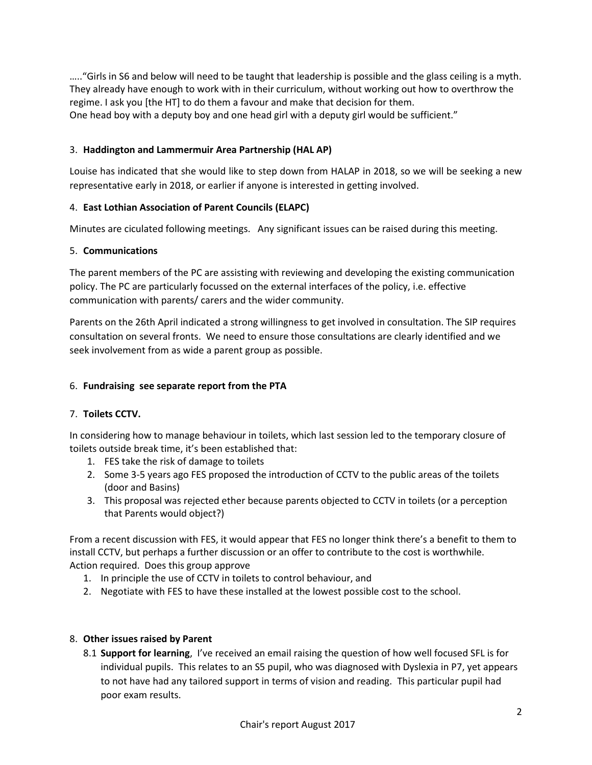….."Girls in S6 and below will need to be taught that leadership is possible and the glass ceiling is a myth. They already have enough to work with in their curriculum, without working out how to overthrow the regime. I ask you [the HT] to do them a favour and make that decision for them.
One head boy with a deputy boy and one head girl with a deputy girl would be sufficient."

3. **Haddington and Lammermuir Area Partnership (HAL AP)**

Louise has indicated that she would like to step down from HALAP in 2018, so we will be seeking a new representative early in 2018, or earlier if anyone is interested in getting involved.

4. **East Lothian Association of Parent Councils (ELAPC)**

Minutes are ciculated following meetings. Any significant issues can be raised during this meeting.

5. **Communications**

The parent members of the PC are assisting with reviewing and developing the existing communication policy. The PC are particularly focussed on the external interfaces of the policy, i.e. effective communication with parents/ carers and the wider community.

Parents on the 26th April indicated a strong willingness to get involved in consultation. The SIP requires consultation on several fronts. We need to ensure those consultations are clearly identified and we seek involvement from as wide a parent group as possible.

6. **Fundraising see separate report from the PTA**

7. **Toilets CCTV.**

In considering how to manage behaviour in toilets, which last session led to the temporary closure of toilets outside break time, it's been established that:

1. FES take the risk of damage to toilets
2. Some 3-5 years ago FES proposed the introduction of CCTV to the public areas of the toilets (door and Basins)
3. This proposal was rejected ether because parents objected to CCTV in toilets (or a perception that Parents would object?)

From a recent discussion with FES, it would appear that FES no longer think there's a benefit to them to install CCTV, but perhaps a further discussion or an offer to contribute to the cost is worthwhile.
Action required. Does this group approve

1. In principle the use of CCTV in toilets to control behaviour, and
2. Negotiate with FES to have these installed at the lowest possible cost to the school.

8. **Other issues raised by Parent**

8.1 **Support for learning**, I've received an email raising the question of how well focused SFL is for individual pupils. This relates to an S5 pupil, who was diagnosed with Dyslexia in P7, yet appears to not have had any tailored support in terms of vision and reading. This particular pupil had poor exam results.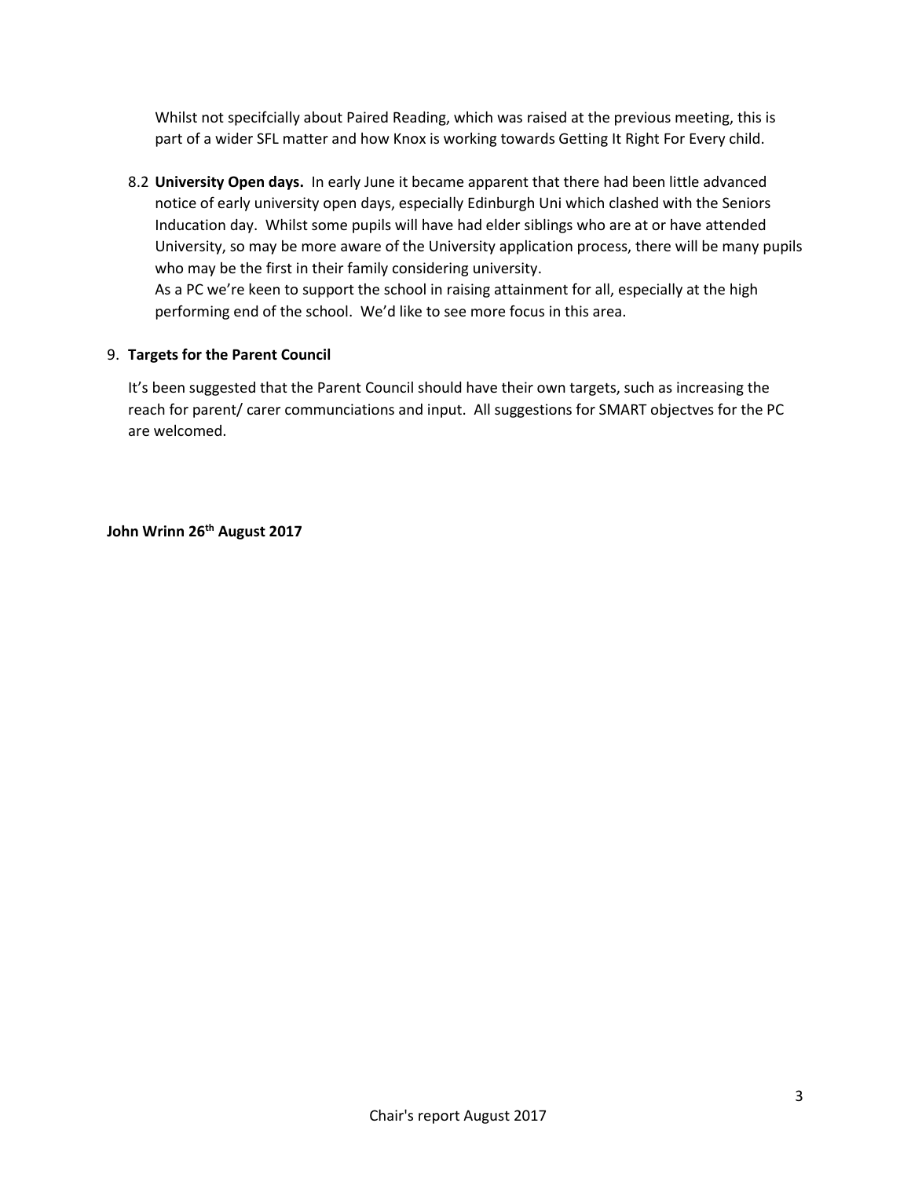Whilst not specifcially about Paired Reading, which was raised at the previous meeting, this is part of a wider SFL matter and how Knox is working towards Getting It Right For Every child.

8.2 **University Open days.** In early June it became apparent that there had been little advanced notice of early university open days, especially Edinburgh Uni which clashed with the Seniors Inducation day. Whilst some pupils will have had elder siblings who are at or have attended University, so may be more aware of the University application process, there will be many pupils who may be the first in their family considering university.
As a PC we're keen to support the school in raising attainment for all, especially at the high performing end of the school. We'd like to see more focus in this area.

9. **Targets for the Parent Council**

It's been suggested that the Parent Council should have their own targets, such as increasing the reach for parent/ carer communciations and input. All suggestions for SMART objectves for the PC are welcomed.

**John Wrinn 26th August 2017**